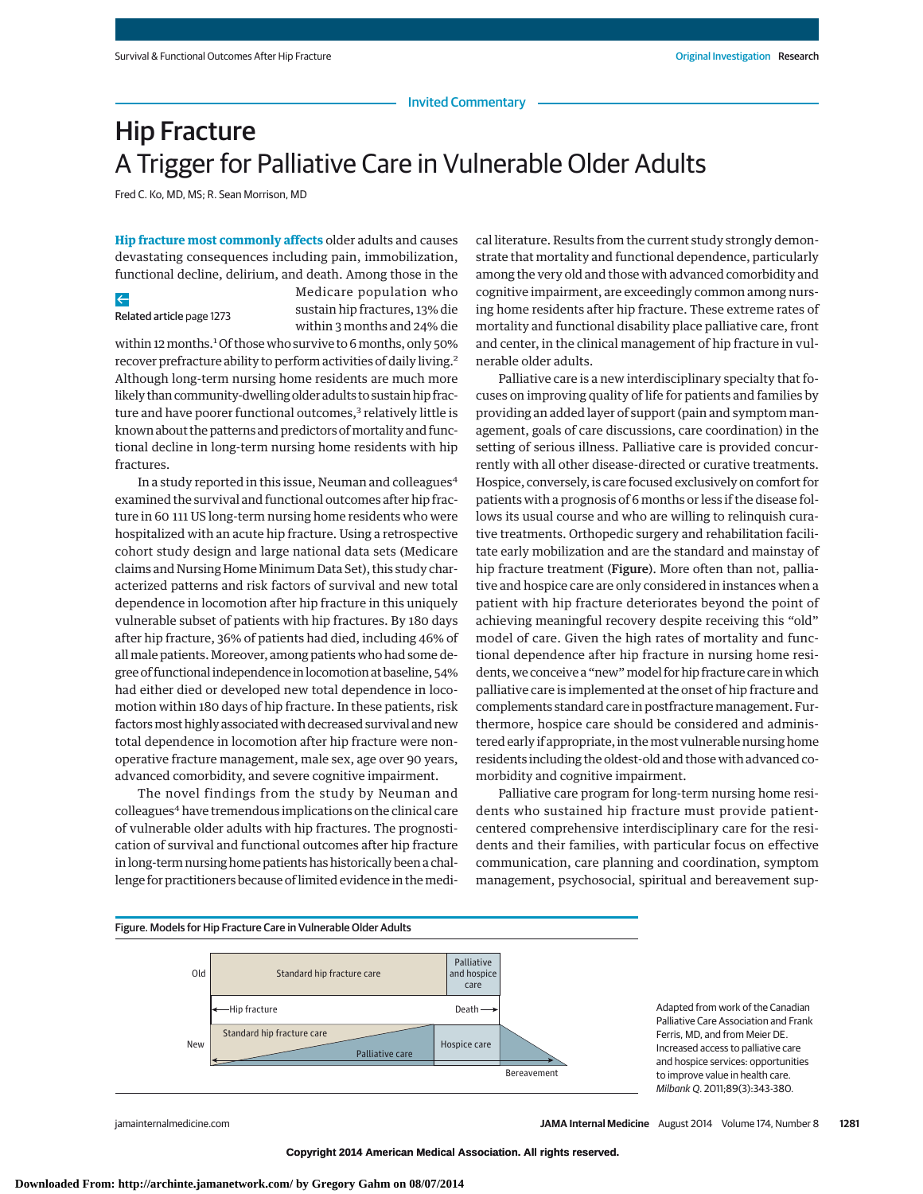Invited Commentary

# Hip Fracture
## A Trigger for Palliative Care in Vulnerable Older Adults

Fred C. Ko, MD, MS; R. Sean Morrison, MD

**Hip fracture most commonly affects** older adults and causes devastating consequences including pain, immobilization, functional decline, delirium, and death. Among those in the Medicare population who sustain hip fractures, 13% die within 3 months and 24% die within 12 months.[1] Of those who survive to 6 months, only 50% recover prefracture ability to perform activities of daily living.[2] Although long-term nursing home residents are much more likely than community-dwelling older adults to sustain hip fracture and have poorer functional outcomes,[3] relatively little is known about the patterns and predictors of mortality and functional decline in long-term nursing home residents with hip fractures.

Related article page 1273

In a study reported in this issue, Neuman and colleagues[4] examined the survival and functional outcomes after hip fracture in 60 111 US long-term nursing home residents who were hospitalized with an acute hip fracture. Using a retrospective cohort study design and large national data sets (Medicare claims and Nursing Home Minimum Data Set), this study characterized patterns and risk factors of survival and new total dependence in locomotion after hip fracture in this uniquely vulnerable subset of patients with hip fractures. By 180 days after hip fracture, 36% of patients had died, including 46% of all male patients. Moreover, among patients who had some degree of functional independence in locomotion at baseline, 54% had either died or developed new total dependence in locomotion within 180 days of hip fracture. In these patients, risk factors most highly associated with decreased survival and new total dependence in locomotion after hip fracture were nonoperative fracture management, male sex, age over 90 years, advanced comorbidity, and severe cognitive impairment.

The novel findings from the study by Neuman and colleagues[4] have tremendous implications on the clinical care of vulnerable older adults with hip fractures. The prognostication of survival and functional outcomes after hip fracture in long-term nursing home patients has historically been a challenge for practitioners because of limited evidence in the medical literature. Results from the current study strongly demonstrate that mortality and functional dependence, particularly among the very old and those with advanced comorbidity and cognitive impairment, are exceedingly common among nursing home residents after hip fracture. These extreme rates of mortality and functional disability place palliative care, front and center, in the clinical management of hip fracture in vulnerable older adults.

Palliative care is a new interdisciplinary specialty that focuses on improving quality of life for patients and families by providing an added layer of support (pain and symptom management, goals of care discussions, care coordination) in the setting of serious illness. Palliative care is provided concurrently with all other disease-directed or curative treatments. Hospice, conversely, is care focused exclusively on comfort for patients with a prognosis of 6 months or less if the disease follows its usual course and who are willing to relinquish curative treatments. Orthopedic surgery and rehabilitation facilitate early mobilization and are the standard and mainstay of hip fracture treatment (**Figure**). More often than not, palliative and hospice care are only considered in instances when a patient with hip fracture deteriorates beyond the point of achieving meaningful recovery despite receiving this "old" model of care. Given the high rates of mortality and functional dependence after hip fracture in nursing home residents, we conceive a "new" model for hip fracture care in which palliative care is implemented at the onset of hip fracture and complements standard care in postfracture management. Furthermore, hospice care should be considered and administered early if appropriate, in the most vulnerable nursing home residents including the oldest-old and those with advanced comorbidity and cognitive impairment.

Palliative care program for long-term nursing home residents who sustained hip fracture must provide patient-centered comprehensive interdisciplinary care for the residents and their families, with particular focus on effective communication, care planning and coordination, symptom management, psychosocial, spiritual and bereavement sup-

Figure. Models for Hip Fracture Care in Vulnerable Older Adults

Old

Standard hip fracture care

Palliative and hospice care

Hip fracture

Death

New

Standard hip fracture care

Palliative care

Hospice care

Bereavement

Adapted from work of the Canadian Palliative Care Association and Frank Ferris, MD, and from Meier DE. Increased access to palliative care and hospice services: opportunities to improve value in health care. *Milbank Q*. 2011;89(3):343-380.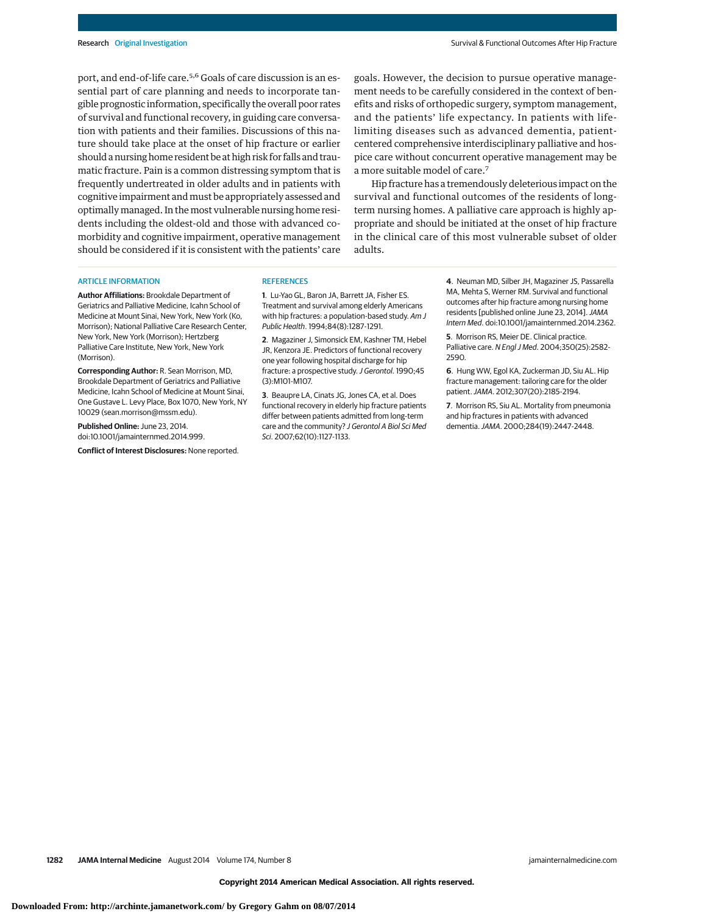port, and end-of-life care.[5,6] Goals of care discussion is an essential part of care planning and needs to incorporate tangible prognostic information, specifically the overall poor rates of survival and functional recovery, in guiding care conversation with patients and their families. Discussions of this nature should take place at the onset of hip fracture or earlier should a nursing home resident be at high risk for falls and traumatic fracture. Pain is a common distressing symptom that is frequently undertreated in older adults and in patients with cognitive impairment and must be appropriately assessed and optimally managed. In the most vulnerable nursing home residents including the oldest-old and those with advanced comorbidity and cognitive impairment, operative management should be considered if it is consistent with the patients' care goals. However, the decision to pursue operative management needs to be carefully considered in the context of benefits and risks of orthopedic surgery, symptom management, and the patients' life expectancy. In patients with life-limiting diseases such as advanced dementia, patient-centered comprehensive interdisciplinary palliative and hospice care without concurrent operative management may be a more suitable model of care.[7]

Hip fracture has a tremendously deleterious impact on the survival and functional outcomes of the residents of long-term nursing homes. A palliative care approach is highly appropriate and should be initiated at the onset of hip fracture in the clinical care of this most vulnerable subset of older adults.

## ARTICLE INFORMATION

**Author Affiliations:** Brookdale Department of Geriatrics and Palliative Medicine, Icahn School of Medicine at Mount Sinai, New York, New York (Ko, Morrison); National Palliative Care Research Center, New York, New York (Morrison); Hertzberg Palliative Care Institute, New York, New York (Morrison).

**Corresponding Author:** R. Sean Morrison, MD, Brookdale Department of Geriatrics and Palliative Medicine, Icahn School of Medicine at Mount Sinai, One Gustave L. Levy Place, Box 1070, New York, NY 10029 (sean.morrison@mssm.edu).

**Published Online:** June 23, 2014. doi:10.1001/jamainternmed.2014.999.

**Conflict of Interest Disclosures:** None reported.

## REFERENCES

**1**. Lu-Yao GL, Baron JA, Barrett JA, Fisher ES. Treatment and survival among elderly Americans with hip fractures: a population-based study. *Am J Public Health*. 1994;84(8):1287-1291.

**2**. Magaziner J, Simonsick EM, Kashner TM, Hebel JR, Kenzora JE. Predictors of functional recovery one year following hospital discharge for hip fracture: a prospective study. *J Gerontol*. 1990;45(3):M101-M107.

**3**. Beaupre LA, Cinats JG, Jones CA, et al. Does functional recovery in elderly hip fracture patients differ between patients admitted from long-term care and the community? *J Gerontol A Biol Sci Med Sci*. 2007;62(10):1127-1133.

**4**. Neuman MD, Silber JH, Magaziner JS, Passarella MA, Mehta S, Werner RM. Survival and functional outcomes after hip fracture among nursing home residents [published online June 23, 2014]. *JAMA Intern Med*. doi:10.1001/jamainternmed.2014.2362.

**5**. Morrison RS, Meier DE. Clinical practice. Palliative care. *N Engl J Med*. 2004;350(25):2582-2590.

**6**. Hung WW, Egol KA, Zuckerman JD, Siu AL. Hip fracture management: tailoring care for the older patient. *JAMA*. 2012;307(20):2185-2194.

**7**. Morrison RS, Siu AL. Mortality from pneumonia and hip fractures in patients with advanced dementia. *JAMA*. 2000;284(19):2447-2448.